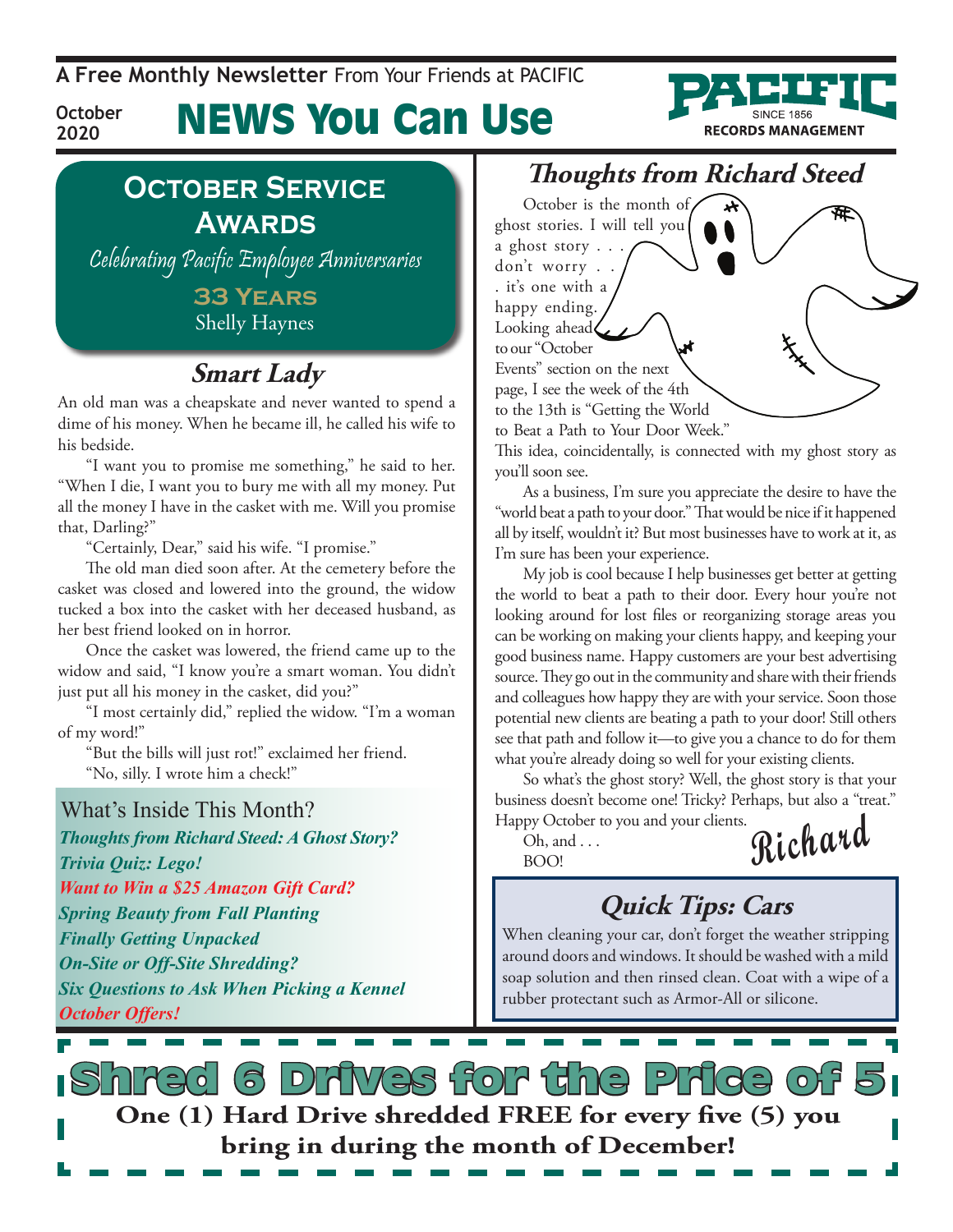A **Free Monthly Newsletter** From Your Friends at PACIFIC

October 2020

# NEWS You Can Use

PACIFIC SINCE 1856 RECORDS MANAGEMENT

## October Service Awards

*Celebrating Pacific Employee Anniversaries*

**33 Years**
Shelly Haynes

## *Smart Lady*

An old man was a cheapskate and never wanted to spend a dime of his money. When he became ill, he called his wife to his bedside.

"I want you to promise me something," he said to her. "When I die, I want you to bury me with all my money. Put all the money I have in the casket with me. Will you promise that, Darling?"

"Certainly, Dear," said his wife. "I promise."

The old man died soon after. At the cemetery before the casket was closed and lowered into the ground, the widow tucked a box into the casket with her deceased husband, as her best friend looked on in horror.

Once the casket was lowered, the friend came up to the widow and said, "I know you're a smart woman. You didn't just put all his money in the casket, did you?"

"I most certainly did," replied the widow. "I'm a woman of my word!"

"But the bills will just rot!" exclaimed her friend.

"No, silly. I wrote him a check!"

### What's Inside This Month?

- *Thoughts from Richard Steed: A Ghost Story?*
- *Trivia Quiz: Lego!*
- *Want to Win a $25 Amazon Gift Card?*
- *Spring Beauty from Fall Planting*
- *Finally Getting Unpacked*
- *On-Site or Off-Site Shredding?*
- *Six Questions to Ask When Picking a Kennel*
- *October Offers!*

## *Thoughts from Richard Steed*

October is the month of ghost stories. I will tell you a ghost story . . . don't worry . . . it's one with a happy ending. Looking ahead to our "October Events" section on the next page, I see the week of the 4th to the 13th is "Getting the World to Beat a Path to Your Door Week." This idea, coincidentally, is connected with my ghost story as you'll soon see.

As a business, I'm sure you appreciate the desire to have the "world beat a path to your door." That would be nice if it happened all by itself, wouldn't it? But most businesses have to work at it, as I'm sure has been your experience.

My job is cool because I help businesses get better at getting the world to beat a path to their door. Every hour you're not looking around for lost files or reorganizing storage areas you can be working on making your clients happy, and keeping your good business name. Happy customers are your best advertising source. They go out in the community and share with their friends and colleagues how happy they are with your service. Soon those potential new clients are beating a path to your door! Still others see that path and follow it—to give you a chance to do for them what you're already doing so well for your existing clients.

So what's the ghost story? Well, the ghost story is that your business doesn't become one! Tricky? Perhaps, but also a "treat." Happy October to you and your clients.

Oh, and . . .
BOO!

Richard

## *Quick Tips: Cars*

When cleaning your car, don't forget the weather stripping around doors and windows. It should be washed with a mild soap solution and then rinsed clean. Coat with a wipe of a rubber protectant such as Armor-All or silicone.

## Shred 6 Drives for the Price of 5

**One (1) Hard Drive shredded FREE for every five (5) you bring in during the month of December!**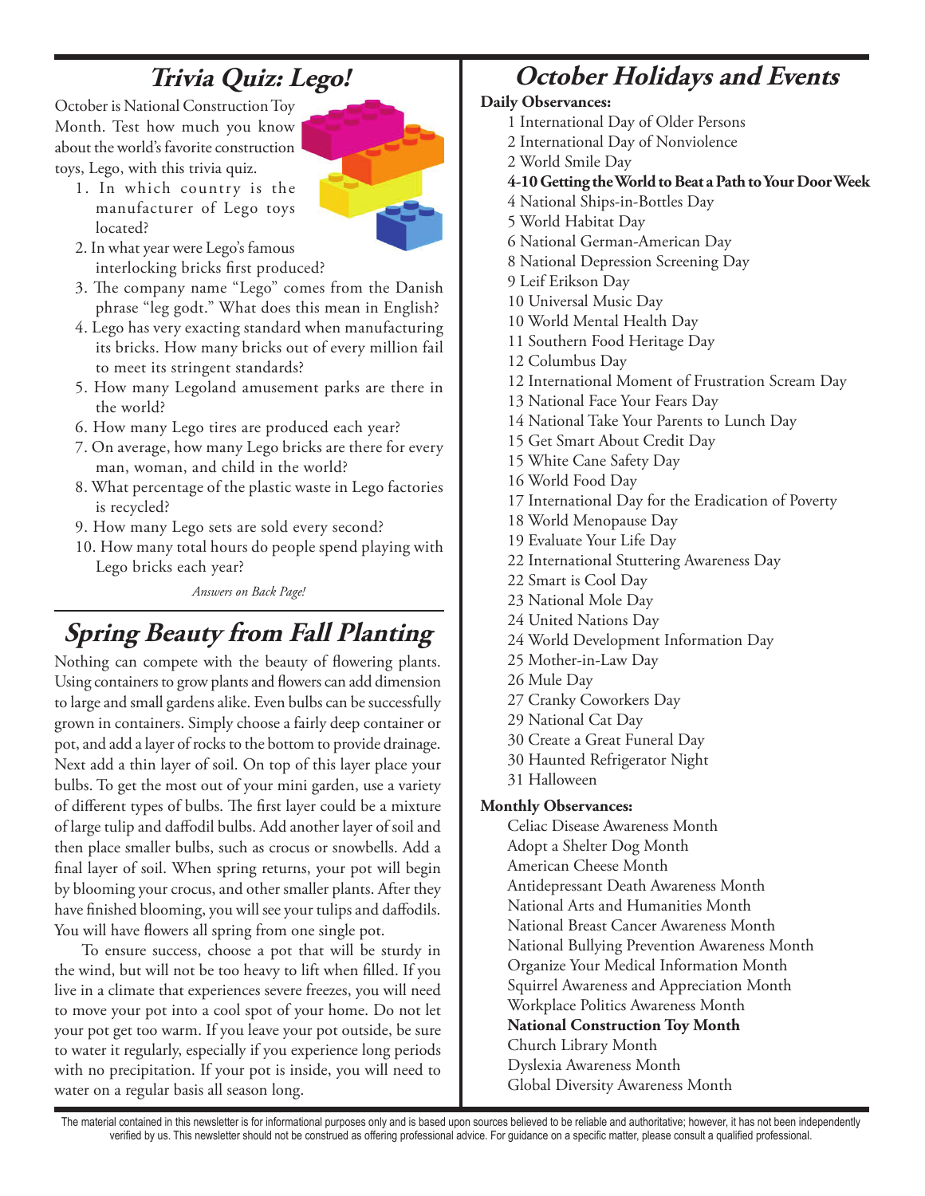## *Trivia Quiz: Lego!*

October is National Construction Toy Month. Test how much you know about the world's favorite construction toys, Lego, with this trivia quiz.

1. In which country is the manufacturer of Lego toys located?
2. In what year were Lego's famous interlocking bricks first produced?
3. The company name "Lego" comes from the Danish phrase "leg godt." What does this mean in English?
4. Lego has very exacting standard when manufacturing its bricks. How many bricks out of every million fail to meet its stringent standards?
5. How many Legoland amusement parks are there in the world?
6. How many Lego tires are produced each year?
7. On average, how many Lego bricks are there for every man, woman, and child in the world?
8. What percentage of the plastic waste in Lego factories is recycled?
9. How many Lego sets are sold every second?
10. How many total hours do people spend playing with Lego bricks each year?

*Answers on Back Page!*

## *Spring Beauty from Fall Planting*

Nothing can compete with the beauty of flowering plants. Using containers to grow plants and flowers can add dimension to large and small gardens alike. Even bulbs can be successfully grown in containers. Simply choose a fairly deep container or pot, and add a layer of rocks to the bottom to provide drainage. Next add a thin layer of soil. On top of this layer place your bulbs. To get the most out of your mini garden, use a variety of different types of bulbs. The first layer could be a mixture of large tulip and daffodil bulbs. Add another layer of soil and then place smaller bulbs, such as crocus or snowbells. Add a final layer of soil. When spring returns, your pot will begin by blooming your crocus, and other smaller plants. After they have finished blooming, you will see your tulips and daffodils. You will have flowers all spring from one single pot.

To ensure success, choose a pot that will be sturdy in the wind, but will not be too heavy to lift when filled. If you live in a climate that experiences severe freezes, you will need to move your pot into a cool spot of your home. Do not let your pot get too warm. If you leave your pot outside, be sure to water it regularly, especially if you experience long periods with no precipitation. If your pot is inside, you will need to water on a regular basis all season long.

## *October Holidays and Events*

**Daily Observances:**

1 International Day of Older Persons
2 International Day of Nonviolence
2 World Smile Day
**4-10 Getting the World to Beat a Path to Your Door Week**
4 National Ships-in-Bottles Day
5 World Habitat Day
6 National German-American Day
8 National Depression Screening Day
9 Leif Erikson Day
10 Universal Music Day
10 World Mental Health Day
11 Southern Food Heritage Day
12 Columbus Day
12 International Moment of Frustration Scream Day
13 National Face Your Fears Day
14 National Take Your Parents to Lunch Day
15 Get Smart About Credit Day
15 White Cane Safety Day
16 World Food Day
17 International Day for the Eradication of Poverty
18 World Menopause Day
19 Evaluate Your Life Day
22 International Stuttering Awareness Day
22 Smart is Cool Day
23 National Mole Day
24 United Nations Day
24 World Development Information Day
25 Mother-in-Law Day
26 Mule Day
27 Cranky Coworkers Day
29 National Cat Day
30 Create a Great Funeral Day
30 Haunted Refrigerator Night
31 Halloween

**Monthly Observances:**

Celiac Disease Awareness Month
Adopt a Shelter Dog Month
American Cheese Month
Antidepressant Death Awareness Month
National Arts and Humanities Month
National Breast Cancer Awareness Month
National Bullying Prevention Awareness Month
Organize Your Medical Information Month
Squirrel Awareness and Appreciation Month
Workplace Politics Awareness Month
**National Construction Toy Month**
Church Library Month
Dyslexia Awareness Month
Global Diversity Awareness Month

The material contained in this newsletter is for informational purposes only and is based upon sources believed to be reliable and authoritative; however, it has not been independently verified by us. This newsletter should not be construed as offering professional advice. For guidance on a specific matter, please consult a qualified professional.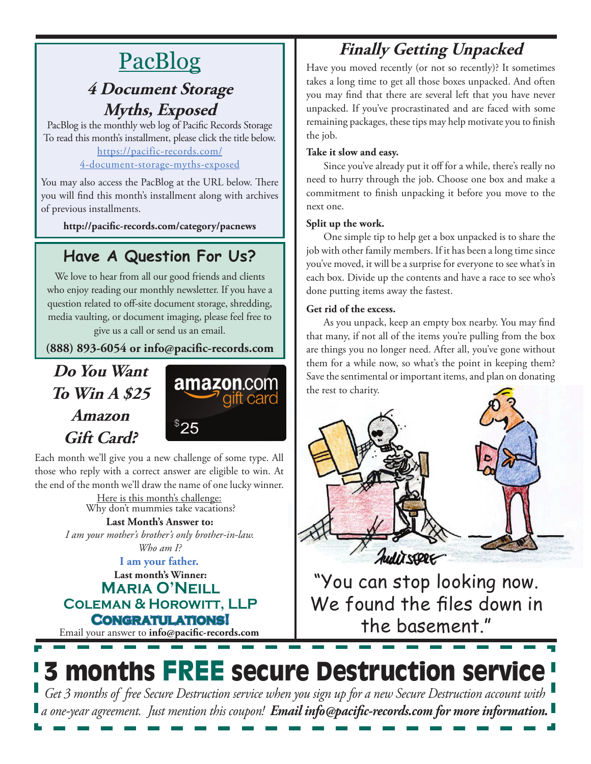## PacBlog

### 4 Document Storage Myths, Exposed

PacBlog is the monthly web log of Pacific Records Storage
To read this month's installment, please click the title below.

https://pacific-records.com/4-document-storage-myths-exposed

You may also access the PacBlog at the URL below. There you will find this month's installment along with archives of previous installments.

**http://pacific-records.com/category/pacnews**

## Have A Question For Us?

We love to hear from all our good friends and clients who enjoy reading our monthly newsletter. If you have a question related to off-site document storage, shredding, media vaulting, or document imaging, please feel free to give us a call or send us an email.

**(888) 893-6054 or info@pacific-records.com**

## Do You Want To Win A $25 Amazon Gift Card?

amazon.com gift card $25

Each month we'll give you a new challenge of some type. All those who reply with a correct answer are eligible to win. At the end of the month we'll draw the name of one lucky winner.

Here is this month's challenge:
Why don't mummies take vacations?

**Last Month's Answer to:**
*I am your mother's brother's only brother-in-law. Who am I?*

**I am your father.**

**Last month's Winner:**
**Maria O'Neill**
**Coleman & Horowitt, LLP**
**Congratulations!**

Email your answer to **info@pacific-records.com**

## Finally Getting Unpacked

Have you moved recently (or not so recently)? It sometimes takes a long time to get all those boxes unpacked. And often you may find that there are several left that you have never unpacked. If you've procrastinated and are faced with some remaining packages, these tips may help motivate you to finish the job.

**Take it slow and easy.**

Since you've already put it off for a while, there's really no need to hurry through the job. Choose one box and make a commitment to finish unpacking it before you move to the next one.

**Split up the work.**

One simple tip to help get a box unpacked is to share the job with other family members. If it has been a long time since you've moved, it will be a surprise for everyone to see what's in each box. Divide up the contents and have a race to see who's done putting items away the fastest.

**Get rid of the excess.**

As you unpack, keep an empty box nearby. You may find that many, if not all of the items you're pulling from the box are things you no longer need. After all, you've gone without them for a while now, so what's the point in keeping them? Save the sentimental or important items, and plan on donating the rest to charity.

"You can stop looking now. We found the files down in the basement."

## 3 months FREE secure Destruction service

*Get 3 months of free Secure Destruction service when you sign up for a new Secure Destruction account with a one-year agreement. Just mention this coupon!* ***Email info@pacific-records.com for more information.***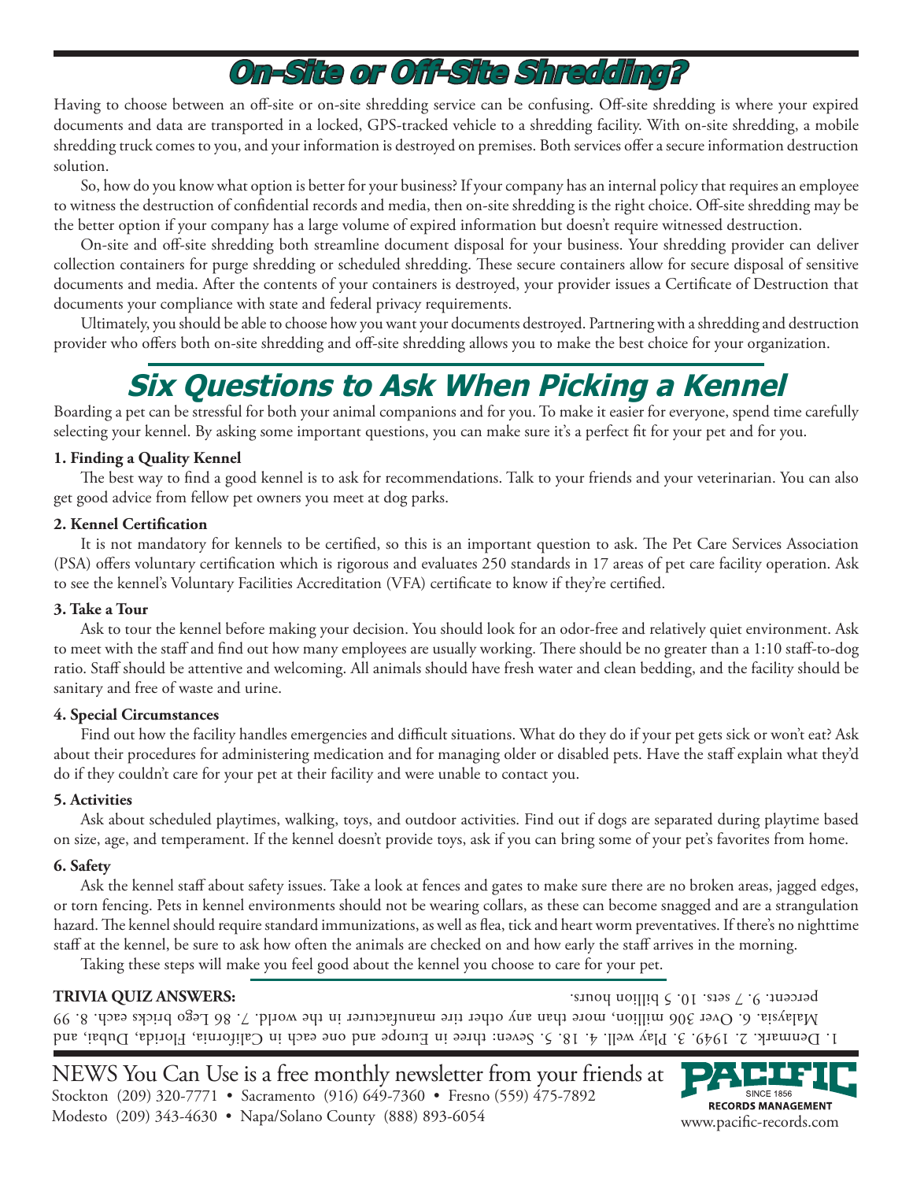# On-Site or Off-Site Shredding?

Having to choose between an off-site or on-site shredding service can be confusing. Off-site shredding is where your expired documents and data are transported in a locked, GPS-tracked vehicle to a shredding facility. With on-site shredding, a mobile shredding truck comes to you, and your information is destroyed on premises. Both services offer a secure information destruction solution.

So, how do you know what option is better for your business? If your company has an internal policy that requires an employee to witness the destruction of confidential records and media, then on-site shredding is the right choice. Off-site shredding may be the better option if your company has a large volume of expired information but doesn't require witnessed destruction.

On-site and off-site shredding both streamline document disposal for your business. Your shredding provider can deliver collection containers for purge shredding or scheduled shredding. These secure containers allow for secure disposal of sensitive documents and media. After the contents of your containers is destroyed, your provider issues a Certificate of Destruction that documents your compliance with state and federal privacy requirements.

Ultimately, you should be able to choose how you want your documents destroyed. Partnering with a shredding and destruction provider who offers both on-site shredding and off-site shredding allows you to make the best choice for your organization.

# Six Questions to Ask When Picking a Kennel

Boarding a pet can be stressful for both your animal companions and for you. To make it easier for everyone, spend time carefully selecting your kennel. By asking some important questions, you can make sure it's a perfect fit for your pet and for you.

**1. Finding a Quality Kennel**

The best way to find a good kennel is to ask for recommendations. Talk to your friends and your veterinarian. You can also get good advice from fellow pet owners you meet at dog parks.

**2. Kennel Certification**

It is not mandatory for kennels to be certified, so this is an important question to ask. The Pet Care Services Association (PSA) offers voluntary certification which is rigorous and evaluates 250 standards in 17 areas of pet care facility operation. Ask to see the kennel's Voluntary Facilities Accreditation (VFA) certificate to know if they're certified.

**3. Take a Tour**

Ask to tour the kennel before making your decision. You should look for an odor-free and relatively quiet environment. Ask to meet with the staff and find out how many employees are usually working. There should be no greater than a 1:10 staff-to-dog ratio. Staff should be attentive and welcoming. All animals should have fresh water and clean bedding, and the facility should be sanitary and free of waste and urine.

**4. Special Circumstances**

Find out how the facility handles emergencies and difficult situations. What do they do if your pet gets sick or won't eat? Ask about their procedures for administering medication and for managing older or disabled pets. Have the staff explain what they'd do if they couldn't care for your pet at their facility and were unable to contact you.

**5. Activities**

Ask about scheduled playtimes, walking, toys, and outdoor activities. Find out if dogs are separated during playtime based on size, age, and temperament. If the kennel doesn't provide toys, ask if you can bring some of your pet's favorites from home.

**6. Safety**

Ask the kennel staff about safety issues. Take a look at fences and gates to make sure there are no broken areas, jagged edges, or torn fencing. Pets in kennel environments should not be wearing collars, as these can become snagged and are a strangulation hazard. The kennel should require standard immunizations, as well as flea, tick and heart worm preventatives. If there's no nighttime staff at the kennel, be sure to ask how often the animals are checked on and how early the staff arrives in the morning.

Taking these steps will make you feel good about the kennel you choose to care for your pet.

**TRIVIA QUIZ ANSWERS:**

1. Denmark. 2. 1949. 3. Play well. 4. 18. 5. Seven: three in Europe and one each in California, Florida, Dubai, and Malaysia. 6. Over 306 million, more than any other tire manufacturer in the world. 7. 86 Lego bricks each. 8. 99 percent. 9. 7 sets. 10. 5 billion hours.

NEWS You Can Use is a free monthly newsletter from your friends at

Stockton (209) 320-7771 • Sacramento (916) 649-7360 • Fresno (559) 475-7892
Modesto (209) 343-4630 • Napa/Solano County (888) 893-6054

PACIFIC SINCE 1856 RECORDS MANAGEMENT
www.pacific-records.com